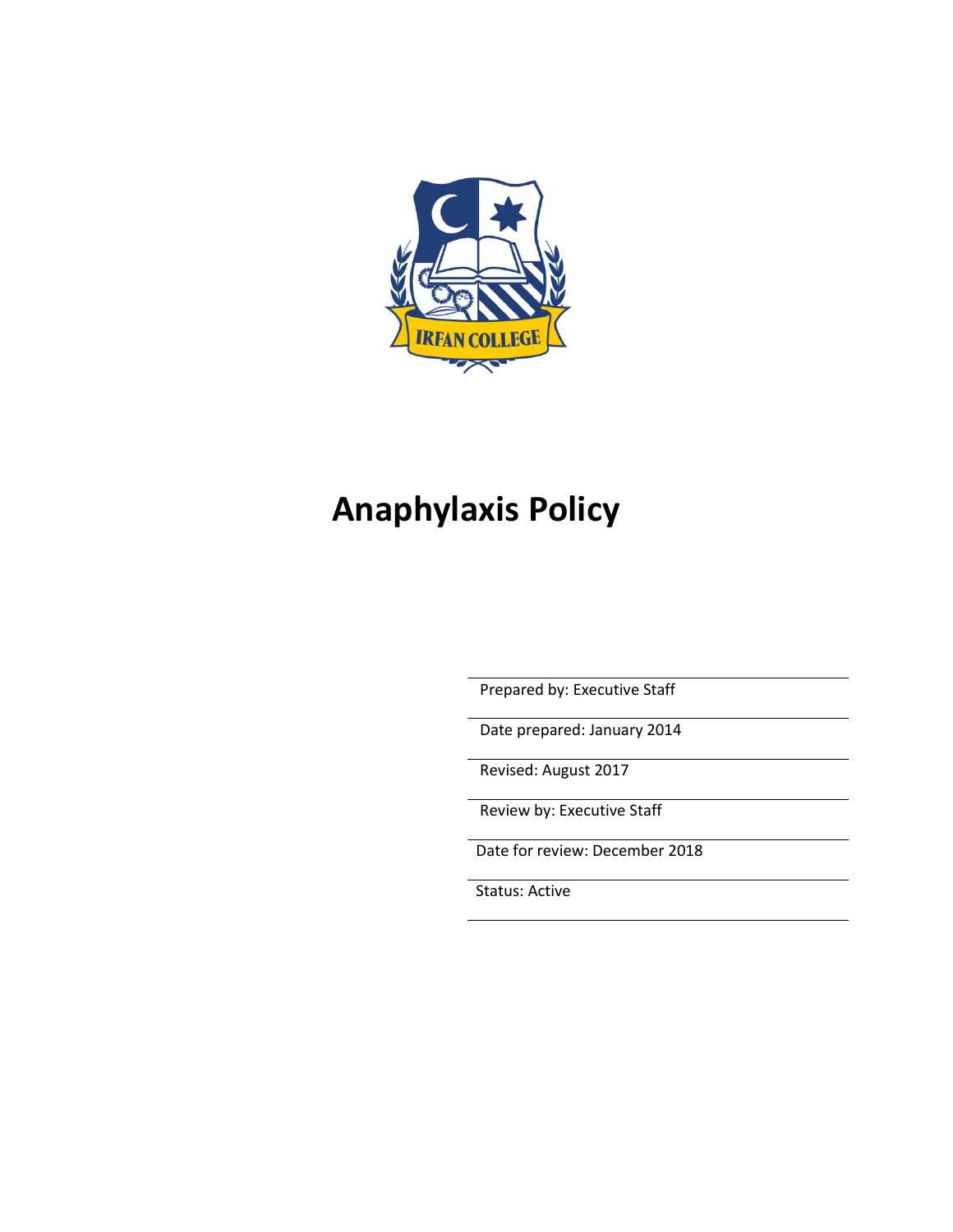IRFAN COLLEGE

# Anaphylaxis Policy

Prepared by: Executive Staff

Date prepared: January 2014

Revised: August 2017

Review by: Executive Staff

Date for review: December 2018

Status: Active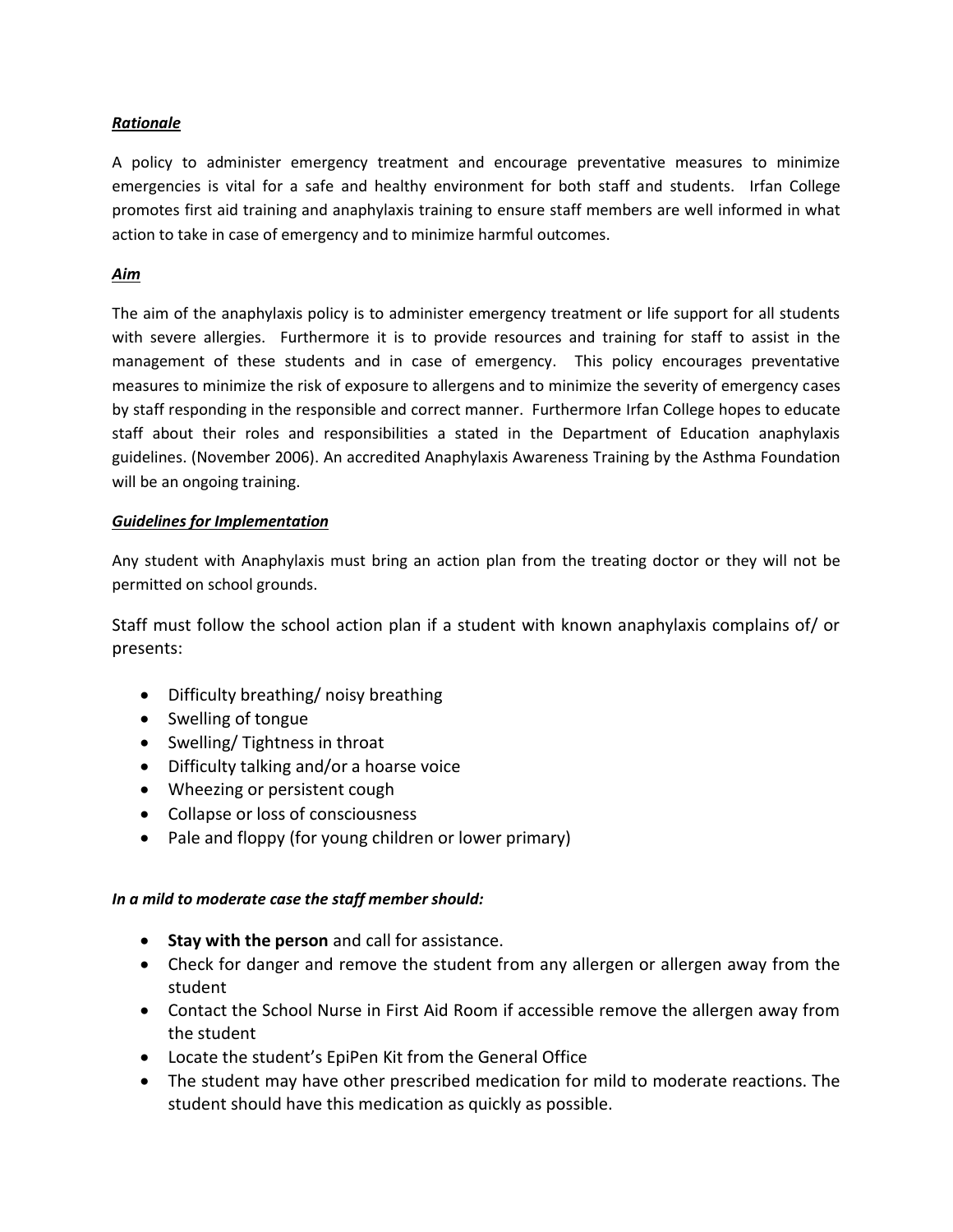***Rationale***

A policy to administer emergency treatment and encourage preventative measures to minimize emergencies is vital for a safe and healthy environment for both staff and students. Irfan College promotes first aid training and anaphylaxis training to ensure staff members are well informed in what action to take in case of emergency and to minimize harmful outcomes.

***Aim***

The aim of the anaphylaxis policy is to administer emergency treatment or life support for all students with severe allergies. Furthermore it is to provide resources and training for staff to assist in the management of these students and in case of emergency. This policy encourages preventative measures to minimize the risk of exposure to allergens and to minimize the severity of emergency cases by staff responding in the responsible and correct manner. Furthermore Irfan College hopes to educate staff about their roles and responsibilities a stated in the Department of Education anaphylaxis guidelines. (November 2006). An accredited Anaphylaxis Awareness Training by the Asthma Foundation will be an ongoing training.

***Guidelines for Implementation***

Any student with Anaphylaxis must bring an action plan from the treating doctor or they will not be permitted on school grounds.

Staff must follow the school action plan if a student with known anaphylaxis complains of/ or presents:

- Difficulty breathing/ noisy breathing
- Swelling of tongue
- Swelling/ Tightness in throat
- Difficulty talking and/or a hoarse voice
- Wheezing or persistent cough
- Collapse or loss of consciousness
- Pale and floppy (for young children or lower primary)

***In a mild to moderate case the staff member should:***

- **Stay with the person** and call for assistance.
- Check for danger and remove the student from any allergen or allergen away from the student
- Contact the School Nurse in First Aid Room if accessible remove the allergen away from the student
- Locate the student's EpiPen Kit from the General Office
- The student may have other prescribed medication for mild to moderate reactions. The student should have this medication as quickly as possible.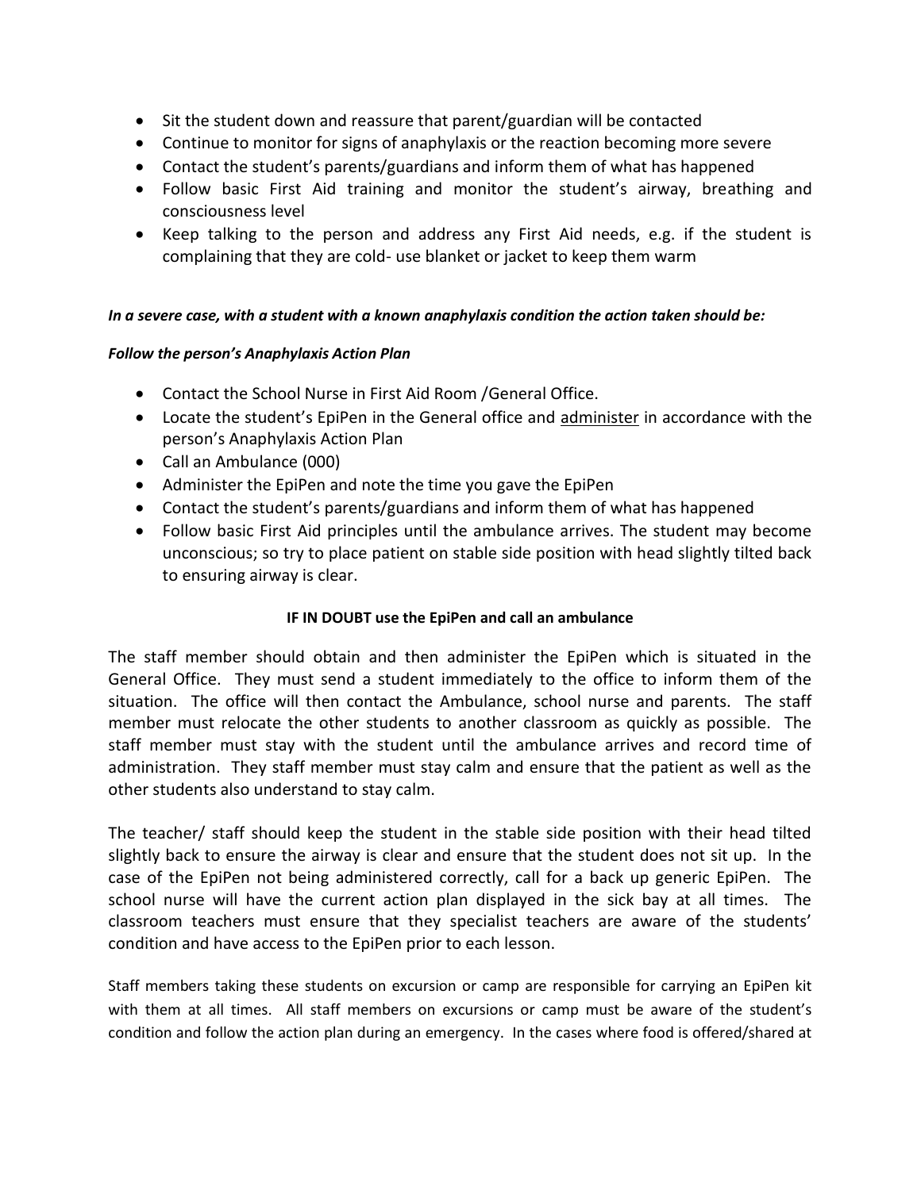- Sit the student down and reassure that parent/guardian will be contacted
- Continue to monitor for signs of anaphylaxis or the reaction becoming more severe
- Contact the student's parents/guardians and inform them of what has happened
- Follow basic First Aid training and monitor the student's airway, breathing and consciousness level
- Keep talking to the person and address any First Aid needs, e.g. if the student is complaining that they are cold- use blanket or jacket to keep them warm

***In a severe case, with a student with a known anaphylaxis condition the action taken should be:***

***Follow the person's Anaphylaxis Action Plan***

- Contact the School Nurse in First Aid Room /General Office.
- Locate the student's EpiPen in the General office and <u>administer</u> in accordance with the person's Anaphylaxis Action Plan
- Call an Ambulance (000)
- Administer the EpiPen and note the time you gave the EpiPen
- Contact the student's parents/guardians and inform them of what has happened
- Follow basic First Aid principles until the ambulance arrives. The student may become unconscious; so try to place patient on stable side position with head slightly tilted back to ensuring airway is clear.

**IF IN DOUBT use the EpiPen and call an ambulance**

The staff member should obtain and then administer the EpiPen which is situated in the General Office. They must send a student immediately to the office to inform them of the situation. The office will then contact the Ambulance, school nurse and parents. The staff member must relocate the other students to another classroom as quickly as possible. The staff member must stay with the student until the ambulance arrives and record time of administration. They staff member must stay calm and ensure that the patient as well as the other students also understand to stay calm.

The teacher/ staff should keep the student in the stable side position with their head tilted slightly back to ensure the airway is clear and ensure that the student does not sit up. In the case of the EpiPen not being administered correctly, call for a back up generic EpiPen. The school nurse will have the current action plan displayed in the sick bay at all times. The classroom teachers must ensure that they specialist teachers are aware of the students' condition and have access to the EpiPen prior to each lesson.

Staff members taking these students on excursion or camp are responsible for carrying an EpiPen kit with them at all times. All staff members on excursions or camp must be aware of the student's condition and follow the action plan during an emergency. In the cases where food is offered/shared at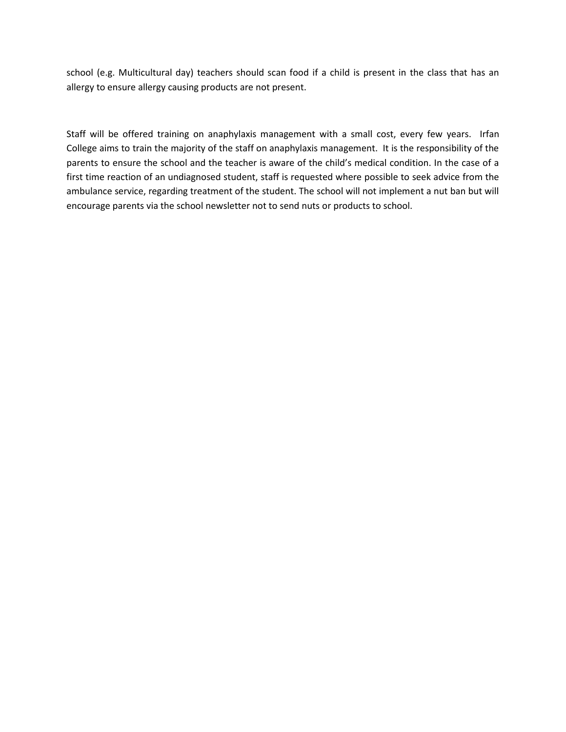school (e.g. Multicultural day) teachers should scan food if a child is present in the class that has an allergy to ensure allergy causing products are not present.

Staff will be offered training on anaphylaxis management with a small cost, every few years. Irfan College aims to train the majority of the staff on anaphylaxis management. It is the responsibility of the parents to ensure the school and the teacher is aware of the child's medical condition. In the case of a first time reaction of an undiagnosed student, staff is requested where possible to seek advice from the ambulance service, regarding treatment of the student. The school will not implement a nut ban but will encourage parents via the school newsletter not to send nuts or products to school.